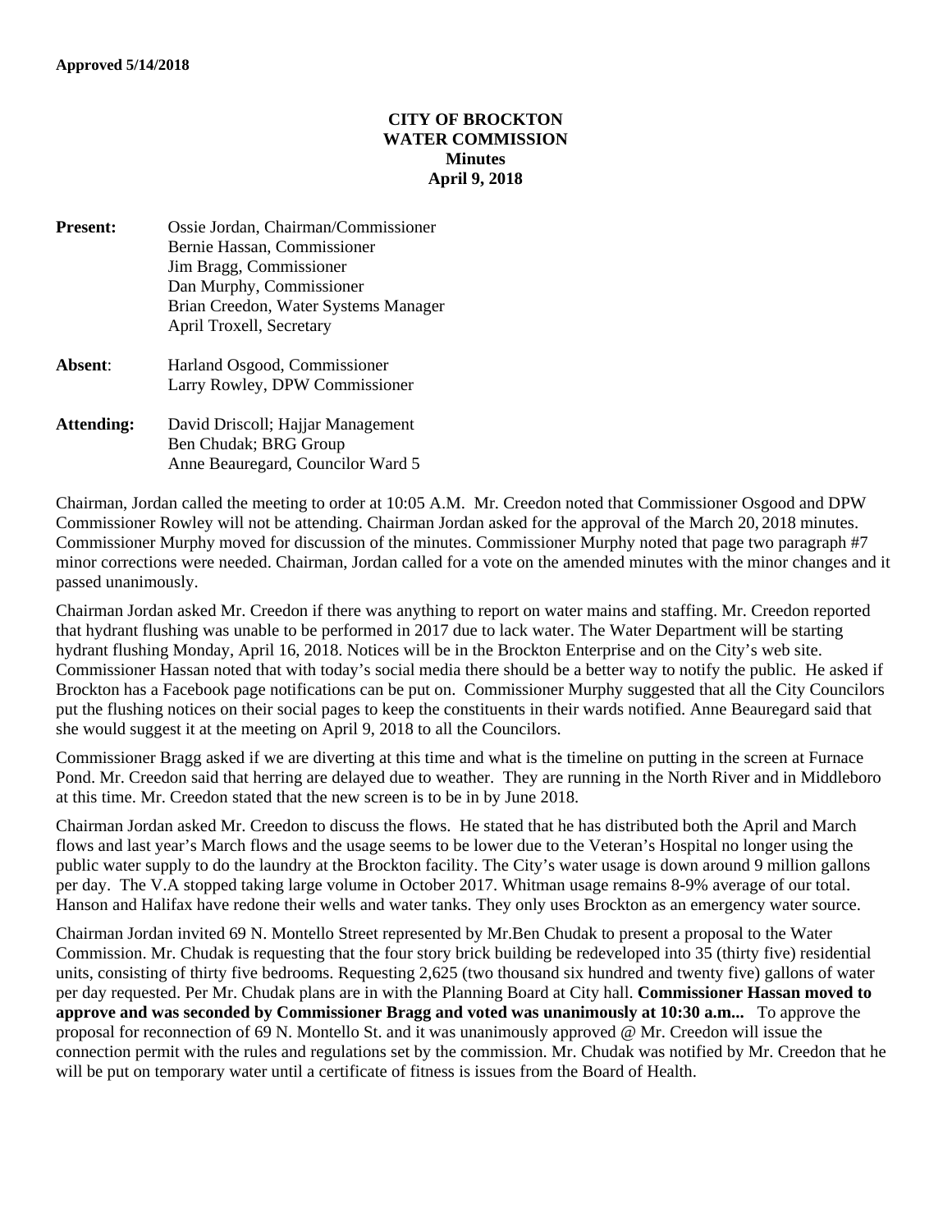**Approved 5/14/2018**

**CITY OF BROCKTON**
**WATER COMMISSION**
**Minutes**
**April 9, 2018**

**Present:** Ossie Jordan, Chairman/Commissioner
Bernie Hassan, Commissioner
Jim Bragg, Commissioner
Dan Murphy, Commissioner
Brian Creedon, Water Systems Manager
April Troxell, Secretary

**Absent**: Harland Osgood, Commissioner
Larry Rowley, DPW Commissioner

**Attending:** David Driscoll; Hajjar Management
Ben Chudak; BRG Group
Anne Beauregard, Councilor Ward 5

Chairman, Jordan called the meeting to order at 10:05 A.M. Mr. Creedon noted that Commissioner Osgood and DPW Commissioner Rowley will not be attending. Chairman Jordan asked for the approval of the March 20, 2018 minutes. Commissioner Murphy moved for discussion of the minutes. Commissioner Murphy noted that page two paragraph #7 minor corrections were needed. Chairman, Jordan called for a vote on the amended minutes with the minor changes and it passed unanimously.

Chairman Jordan asked Mr. Creedon if there was anything to report on water mains and staffing. Mr. Creedon reported that hydrant flushing was unable to be performed in 2017 due to lack water. The Water Department will be starting hydrant flushing Monday, April 16, 2018. Notices will be in the Brockton Enterprise and on the City's web site. Commissioner Hassan noted that with today's social media there should be a better way to notify the public. He asked if Brockton has a Facebook page notifications can be put on. Commissioner Murphy suggested that all the City Councilors put the flushing notices on their social pages to keep the constituents in their wards notified. Anne Beauregard said that she would suggest it at the meeting on April 9, 2018 to all the Councilors.

Commissioner Bragg asked if we are diverting at this time and what is the timeline on putting in the screen at Furnace Pond. Mr. Creedon said that herring are delayed due to weather. They are running in the North River and in Middleboro at this time. Mr. Creedon stated that the new screen is to be in by June 2018.

Chairman Jordan asked Mr. Creedon to discuss the flows. He stated that he has distributed both the April and March flows and last year's March flows and the usage seems to be lower due to the Veteran's Hospital no longer using the public water supply to do the laundry at the Brockton facility. The City's water usage is down around 9 million gallons per day. The V.A stopped taking large volume in October 2017. Whitman usage remains 8-9% average of our total. Hanson and Halifax have redone their wells and water tanks. They only uses Brockton as an emergency water source.

Chairman Jordan invited 69 N. Montello Street represented by Mr.Ben Chudak to present a proposal to the Water Commission. Mr. Chudak is requesting that the four story brick building be redeveloped into 35 (thirty five) residential units, consisting of thirty five bedrooms. Requesting 2,625 (two thousand six hundred and twenty five) gallons of water per day requested. Per Mr. Chudak plans are in with the Planning Board at City hall. **Commissioner Hassan moved to approve and was seconded by Commissioner Bragg and voted was unanimously at 10:30 a.m...** To approve the proposal for reconnection of 69 N. Montello St. and it was unanimously approved @ Mr. Creedon will issue the connection permit with the rules and regulations set by the commission. Mr. Chudak was notified by Mr. Creedon that he will be put on temporary water until a certificate of fitness is issues from the Board of Health.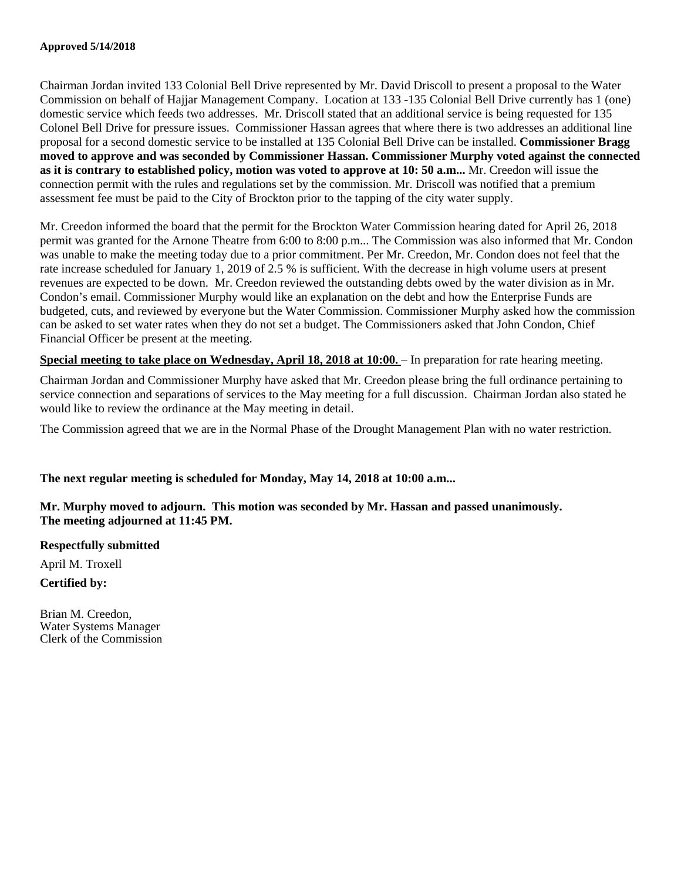**Approved 5/14/2018**

Chairman Jordan invited 133 Colonial Bell Drive represented by Mr. David Driscoll to present a proposal to the Water Commission on behalf of Hajjar Management Company. Location at 133 -135 Colonial Bell Drive currently has 1 (one) domestic service which feeds two addresses. Mr. Driscoll stated that an additional service is being requested for 135 Colonel Bell Drive for pressure issues. Commissioner Hassan agrees that where there is two addresses an additional line proposal for a second domestic service to be installed at 135 Colonial Bell Drive can be installed. **Commissioner Bragg moved to approve and was seconded by Commissioner Hassan. Commissioner Murphy voted against the connected as it is contrary to established policy, motion was voted to approve at 10: 50 a.m...** Mr. Creedon will issue the connection permit with the rules and regulations set by the commission. Mr. Driscoll was notified that a premium assessment fee must be paid to the City of Brockton prior to the tapping of the city water supply.

Mr. Creedon informed the board that the permit for the Brockton Water Commission hearing dated for April 26, 2018 permit was granted for the Arnone Theatre from 6:00 to 8:00 p.m... The Commission was also informed that Mr. Condon was unable to make the meeting today due to a prior commitment. Per Mr. Creedon, Mr. Condon does not feel that the rate increase scheduled for January 1, 2019 of 2.5 % is sufficient. With the decrease in high volume users at present revenues are expected to be down. Mr. Creedon reviewed the outstanding debts owed by the water division as in Mr. Condon's email. Commissioner Murphy would like an explanation on the debt and how the Enterprise Funds are budgeted, cuts, and reviewed by everyone but the Water Commission. Commissioner Murphy asked how the commission can be asked to set water rates when they do not set a budget. The Commissioners asked that John Condon, Chief Financial Officer be present at the meeting.

**Special meeting to take place on Wednesday, April 18, 2018 at 10:00.** – In preparation for rate hearing meeting.

Chairman Jordan and Commissioner Murphy have asked that Mr. Creedon please bring the full ordinance pertaining to service connection and separations of services to the May meeting for a full discussion. Chairman Jordan also stated he would like to review the ordinance at the May meeting in detail.

The Commission agreed that we are in the Normal Phase of the Drought Management Plan with no water restriction.

**The next regular meeting is scheduled for Monday, May 14, 2018 at 10:00 a.m...**

**Mr. Murphy moved to adjourn. This motion was seconded by Mr. Hassan and passed unanimously.**
**The meeting adjourned at 11:45 PM.**

**Respectfully submitted**

April M. Troxell

**Certified by:**

Brian M. Creedon,
Water Systems Manager
Clerk of the Commission